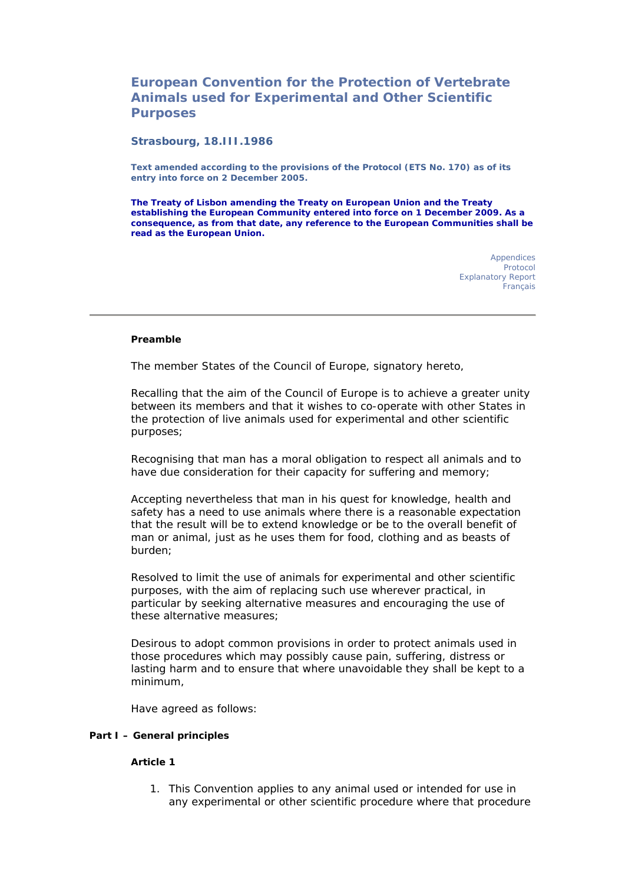# European Convention for the Protection of Vertebrate Animals used for Experimental and Other Scientific Purposes

### Strasbourg, 18.III.1986

**Text amended according to the provisions of the Protocol (ETS No. 170) as of its entry into force on 2 December 2005.**

**The Treaty of Lisbon amending the Treaty on European Union and the Treaty establishing the European Community entered into force on 1 December 2009. As a consequence, as from that date, any reference to the European Communities shall be read as the European Union.**

Appendices
Protocol
Explanatory Report
Français

---

**Preamble**

The member States of the Council of Europe, signatory hereto,

Recalling that the aim of the Council of Europe is to achieve a greater unity between its members and that it wishes to co-operate with other States in the protection of live animals used for experimental and other scientific purposes;

Recognising that man has a moral obligation to respect all animals and to have due consideration for their capacity for suffering and memory;

Accepting nevertheless that man in his quest for knowledge, health and safety has a need to use animals where there is a reasonable expectation that the result will be to extend knowledge or be to the overall benefit of man or animal, just as he uses them for food, clothing and as beasts of burden;

Resolved to limit the use of animals for experimental and other scientific purposes, with the aim of replacing such use wherever practical, in particular by seeking alternative measures and encouraging the use of these alternative measures;

Desirous to adopt common provisions in order to protect animals used in those procedures which may possibly cause pain, suffering, distress or lasting harm and to ensure that where unavoidable they shall be kept to a minimum,

Have agreed as follows:

## Part I – General principles

**Article 1**

1. This Convention applies to any animal used or intended for use in any experimental or other scientific procedure where that procedure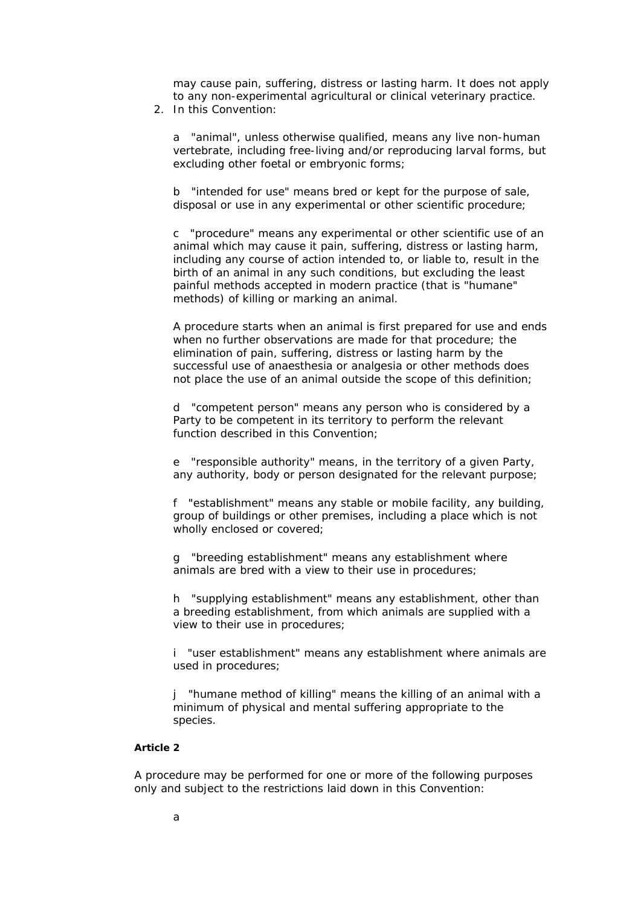may cause pain, suffering, distress or lasting harm. It does not apply to any non-experimental agricultural or clinical veterinary practice.

2. In this Convention:

   a "animal", unless otherwise qualified, means any live non-human vertebrate, including free-living and/or reproducing larval forms, but excluding other foetal or embryonic forms;

   b "intended for use" means bred or kept for the purpose of sale, disposal or use in any experimental or other scientific procedure;

   c "procedure" means any experimental or other scientific use of an animal which may cause it pain, suffering, distress or lasting harm, including any course of action intended to, or liable to, result in the birth of an animal in any such conditions, but excluding the least painful methods accepted in modern practice (that is "humane" methods) of killing or marking an animal.

   A procedure starts when an animal is first prepared for use and ends when no further observations are made for that procedure; the elimination of pain, suffering, distress or lasting harm by the successful use of anaesthesia or analgesia or other methods does not place the use of an animal outside the scope of this definition;

   d "competent person" means any person who is considered by a Party to be competent in its territory to perform the relevant function described in this Convention;

   e "responsible authority" means, in the territory of a given Party, any authority, body or person designated for the relevant purpose;

   f "establishment" means any stable or mobile facility, any building, group of buildings or other premises, including a place which is not wholly enclosed or covered;

   g "breeding establishment" means any establishment where animals are bred with a view to their use in procedures;

   h "supplying establishment" means any establishment, other than a breeding establishment, from which animals are supplied with a view to their use in procedures;

   i "user establishment" means any establishment where animals are used in procedures;

   j "humane method of killing" means the killing of an animal with a minimum of physical and mental suffering appropriate to the species.

**Article 2**

A procedure may be performed for one or more of the following purposes only and subject to the restrictions laid down in this Convention:

   a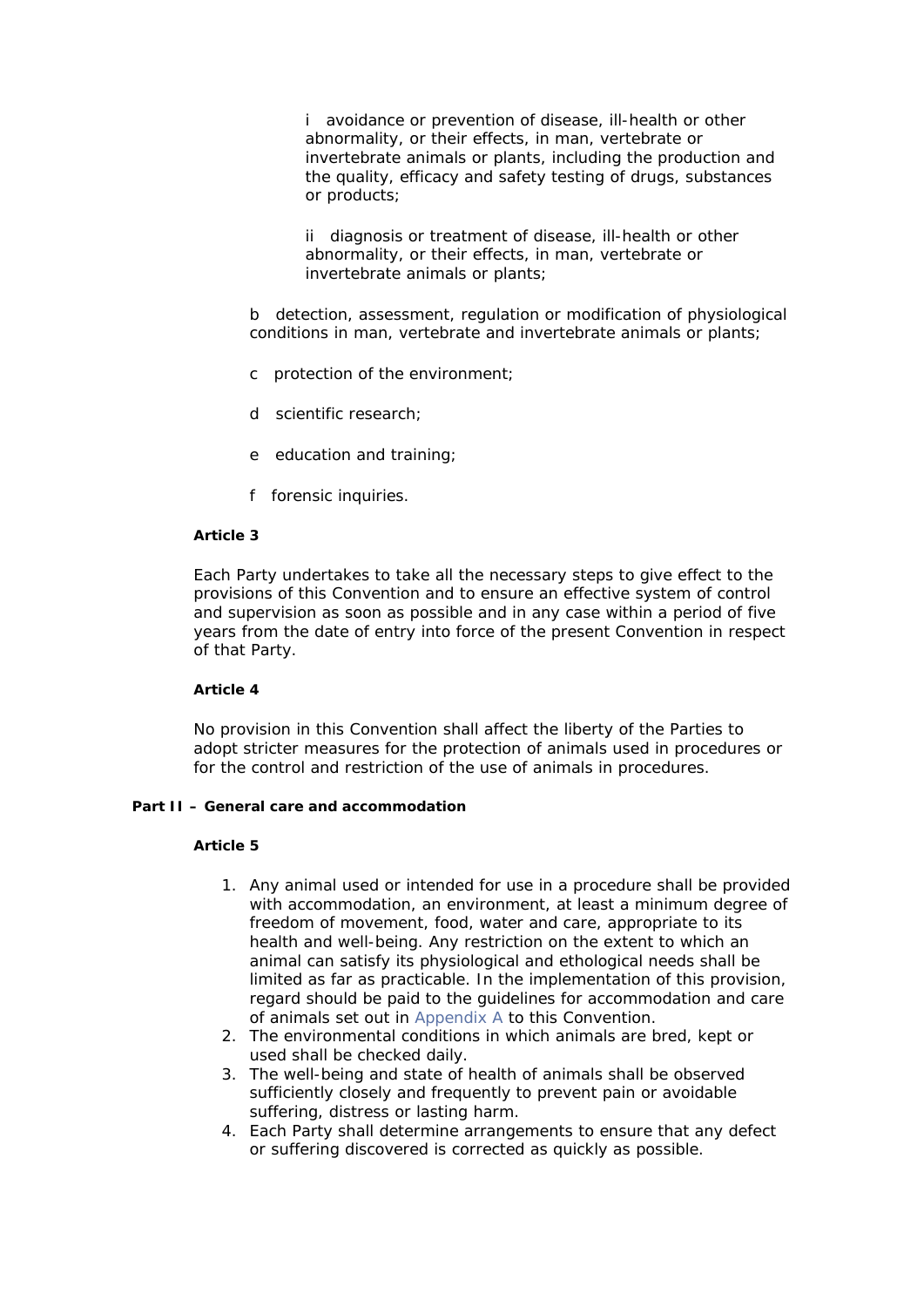i avoidance or prevention of disease, ill-health or other abnormality, or their effects, in man, vertebrate or invertebrate animals or plants, including the production and the quality, efficacy and safety testing of drugs, substances or products;

ii diagnosis or treatment of disease, ill-health or other abnormality, or their effects, in man, vertebrate or invertebrate animals or plants;

b detection, assessment, regulation or modification of physiological conditions in man, vertebrate and invertebrate animals or plants;

c protection of the environment;

d scientific research;

e education and training;

f forensic inquiries.

**Article 3**

Each Party undertakes to take all the necessary steps to give effect to the provisions of this Convention and to ensure an effective system of control and supervision as soon as possible and in any case within a period of five years from the date of entry into force of the present Convention in respect of that Party.

**Article 4**

No provision in this Convention shall affect the liberty of the Parties to adopt stricter measures for the protection of animals used in procedures or for the control and restriction of the use of animals in procedures.

## Part II – General care and accommodation

**Article 5**

1. Any animal used or intended for use in a procedure shall be provided with accommodation, an environment, at least a minimum degree of freedom of movement, food, water and care, appropriate to its health and well-being. Any restriction on the extent to which an animal can satisfy its physiological and ethological needs shall be limited as far as practicable. In the implementation of this provision, regard should be paid to the guidelines for accommodation and care of animals set out in Appendix A to this Convention.
2. The environmental conditions in which animals are bred, kept or used shall be checked daily.
3. The well-being and state of health of animals shall be observed sufficiently closely and frequently to prevent pain or avoidable suffering, distress or lasting harm.
4. Each Party shall determine arrangements to ensure that any defect or suffering discovered is corrected as quickly as possible.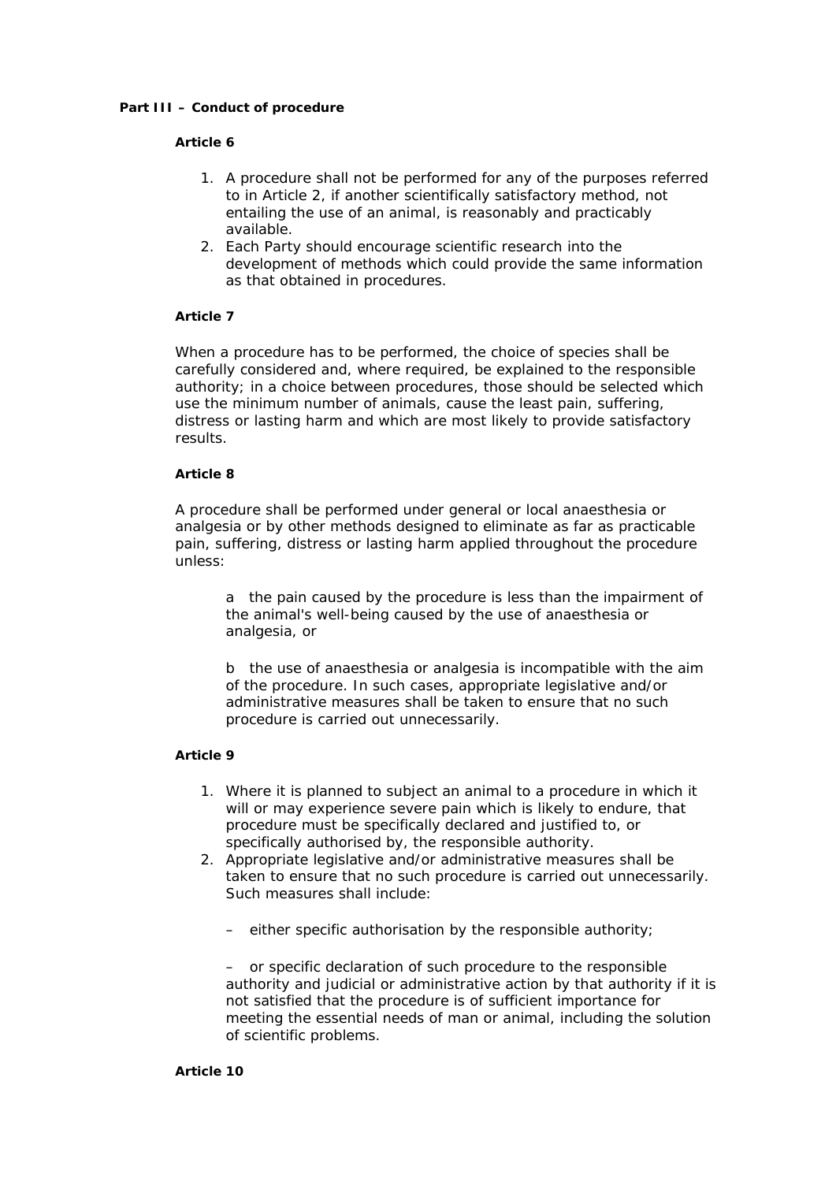**Part III – Conduct of procedure**

**Article 6**

1. A procedure shall not be performed for any of the purposes referred to in Article 2, if another scientifically satisfactory method, not entailing the use of an animal, is reasonably and practicably available.
2. Each Party should encourage scientific research into the development of methods which could provide the same information as that obtained in procedures.

**Article 7**

When a procedure has to be performed, the choice of species shall be carefully considered and, where required, be explained to the responsible authority; in a choice between procedures, those should be selected which use the minimum number of animals, cause the least pain, suffering, distress or lasting harm and which are most likely to provide satisfactory results.

**Article 8**

A procedure shall be performed under general or local anaesthesia or analgesia or by other methods designed to eliminate as far as practicable pain, suffering, distress or lasting harm applied throughout the procedure unless:

a the pain caused by the procedure is less than the impairment of the animal's well-being caused by the use of anaesthesia or analgesia, or

b the use of anaesthesia or analgesia is incompatible with the aim of the procedure. In such cases, appropriate legislative and/or administrative measures shall be taken to ensure that no such procedure is carried out unnecessarily.

**Article 9**

1. Where it is planned to subject an animal to a procedure in which it will or may experience severe pain which is likely to endure, that procedure must be specifically declared and justified to, or specifically authorised by, the responsible authority.
2. Appropriate legislative and/or administrative measures shall be taken to ensure that no such procedure is carried out unnecessarily. Such measures shall include:

   – either specific authorisation by the responsible authority;

   – or specific declaration of such procedure to the responsible authority and judicial or administrative action by that authority if it is not satisfied that the procedure is of sufficient importance for meeting the essential needs of man or animal, including the solution of scientific problems.

**Article 10**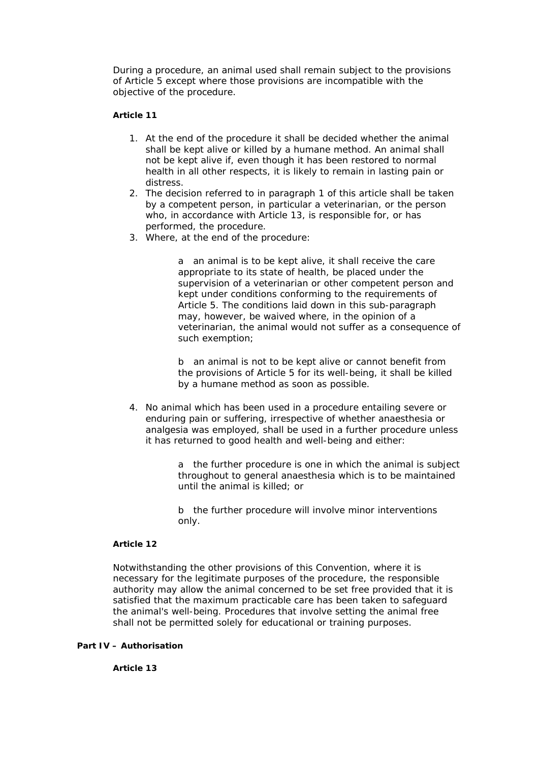During a procedure, an animal used shall remain subject to the provisions of Article 5 except where those provisions are incompatible with the objective of the procedure.

**Article 11**

1. At the end of the procedure it shall be decided whether the animal shall be kept alive or killed by a humane method. An animal shall not be kept alive if, even though it has been restored to normal health in all other respects, it is likely to remain in lasting pain or distress.
2. The decision referred to in paragraph 1 of this article shall be taken by a competent person, in particular a veterinarian, or the person who, in accordance with Article 13, is responsible for, or has performed, the procedure.
3. Where, at the end of the procedure:

   a an animal is to be kept alive, it shall receive the care appropriate to its state of health, be placed under the supervision of a veterinarian or other competent person and kept under conditions conforming to the requirements of Article 5. The conditions laid down in this sub-paragraph may, however, be waived where, in the opinion of a veterinarian, the animal would not suffer as a consequence of such exemption;

   b an animal is not to be kept alive or cannot benefit from the provisions of Article 5 for its well-being, it shall be killed by a humane method as soon as possible.

4. No animal which has been used in a procedure entailing severe or enduring pain or suffering, irrespective of whether anaesthesia or analgesia was employed, shall be used in a further procedure unless it has returned to good health and well-being and either:

   a the further procedure is one in which the animal is subject throughout to general anaesthesia which is to be maintained until the animal is killed; or

   b the further procedure will involve minor interventions only.

**Article 12**

Notwithstanding the other provisions of this Convention, where it is necessary for the legitimate purposes of the procedure, the responsible authority may allow the animal concerned to be set free provided that it is satisfied that the maximum practicable care has been taken to safeguard the animal's well-being. Procedures that involve setting the animal free shall not be permitted solely for educational or training purposes.

**Part IV – Authorisation**

**Article 13**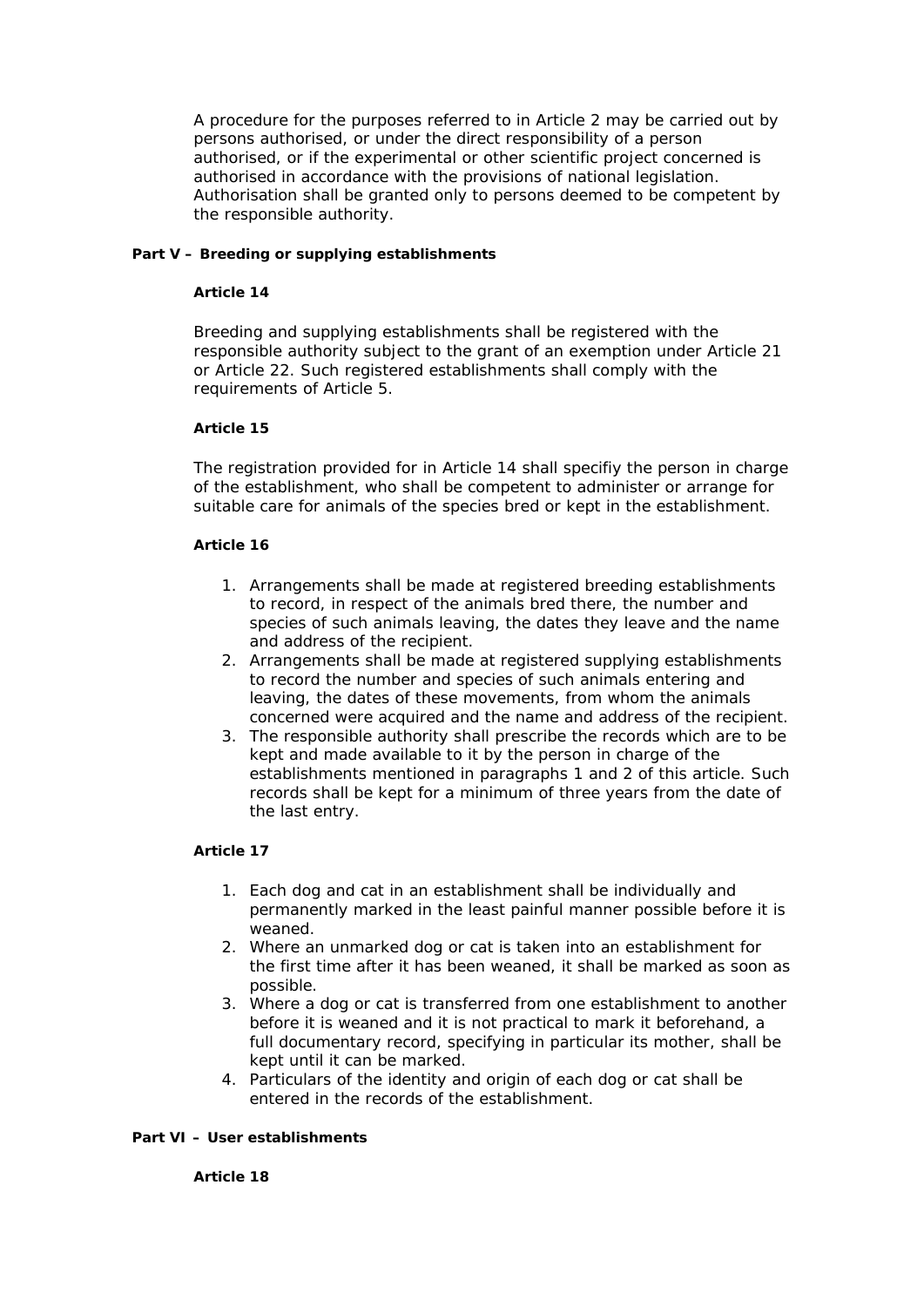A procedure for the purposes referred to in Article 2 may be carried out by persons authorised, or under the direct responsibility of a person authorised, or if the experimental or other scientific project concerned is authorised in accordance with the provisions of national legislation. Authorisation shall be granted only to persons deemed to be competent by the responsible authority.

## Part V – Breeding or supplying establishments

### Article 14

Breeding and supplying establishments shall be registered with the responsible authority subject to the grant of an exemption under Article 21 or Article 22. Such registered establishments shall comply with the requirements of Article 5.

### Article 15

The registration provided for in Article 14 shall specifiy the person in charge of the establishment, who shall be competent to administer or arrange for suitable care for animals of the species bred or kept in the establishment.

### Article 16

1. Arrangements shall be made at registered breeding establishments to record, in respect of the animals bred there, the number and species of such animals leaving, the dates they leave and the name and address of the recipient.
2. Arrangements shall be made at registered supplying establishments to record the number and species of such animals entering and leaving, the dates of these movements, from whom the animals concerned were acquired and the name and address of the recipient.
3. The responsible authority shall prescribe the records which are to be kept and made available to it by the person in charge of the establishments mentioned in paragraphs 1 and 2 of this article. Such records shall be kept for a minimum of three years from the date of the last entry.

### Article 17

1. Each dog and cat in an establishment shall be individually and permanently marked in the least painful manner possible before it is weaned.
2. Where an unmarked dog or cat is taken into an establishment for the first time after it has been weaned, it shall be marked as soon as possible.
3. Where a dog or cat is transferred from one establishment to another before it is weaned and it is not practical to mark it beforehand, a full documentary record, specifying in particular its mother, shall be kept until it can be marked.
4. Particulars of the identity and origin of each dog or cat shall be entered in the records of the establishment.

## Part VI – User establishments

### Article 18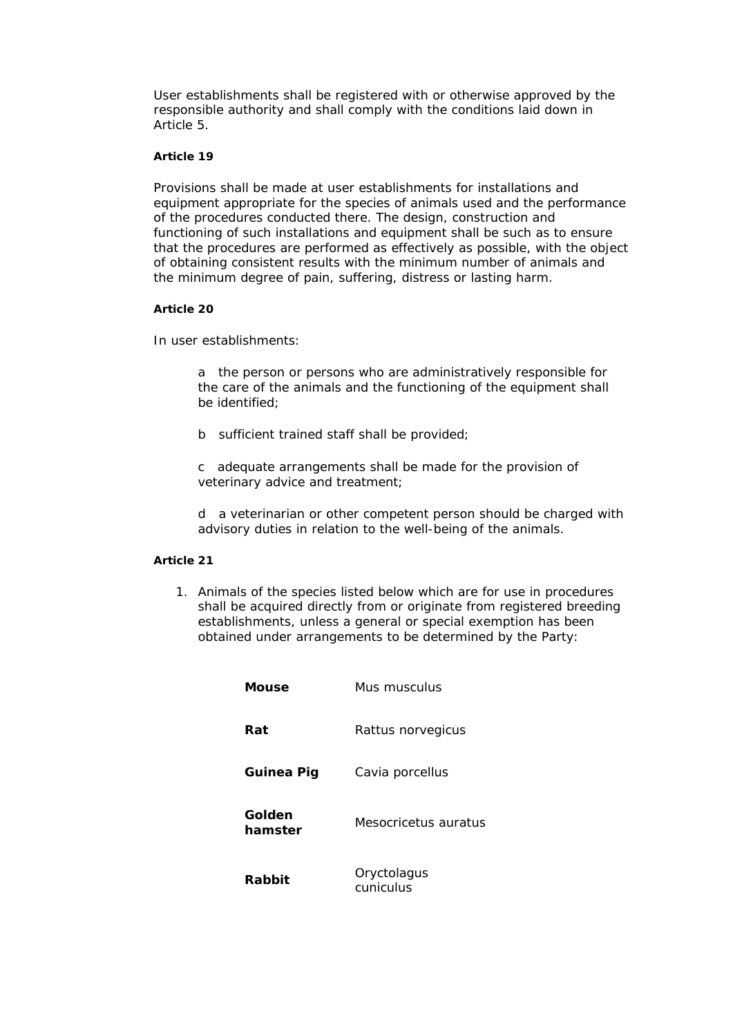User establishments shall be registered with or otherwise approved by the responsible authority and shall comply with the conditions laid down in Article 5.

**Article 19**

Provisions shall be made at user establishments for installations and equipment appropriate for the species of animals used and the performance of the procedures conducted there. The design, construction and functioning of such installations and equipment shall be such as to ensure that the procedures are performed as effectively as possible, with the object of obtaining consistent results with the minimum number of animals and the minimum degree of pain, suffering, distress or lasting harm.

**Article 20**

In user establishments:

a the person or persons who are administratively responsible for the care of the animals and the functioning of the equipment shall be identified;

b sufficient trained staff shall be provided;

c adequate arrangements shall be made for the provision of veterinary advice and treatment;

d a veterinarian or other competent person should be charged with advisory duties in relation to the well-being of the animals.

**Article 21**

1. Animals of the species listed below which are for use in procedures shall be acquired directly from or originate from registered breeding establishments, unless a general or special exemption has been obtained under arrangements to be determined by the Party:

| | |
|---|---|
| **Mouse** | Mus musculus |
| **Rat** | Rattus norvegicus |
| **Guinea Pig** | Cavia porcellus |
| **Golden hamster** | Mesocricetus auratus |
| **Rabbit** | Oryctolagus cuniculus |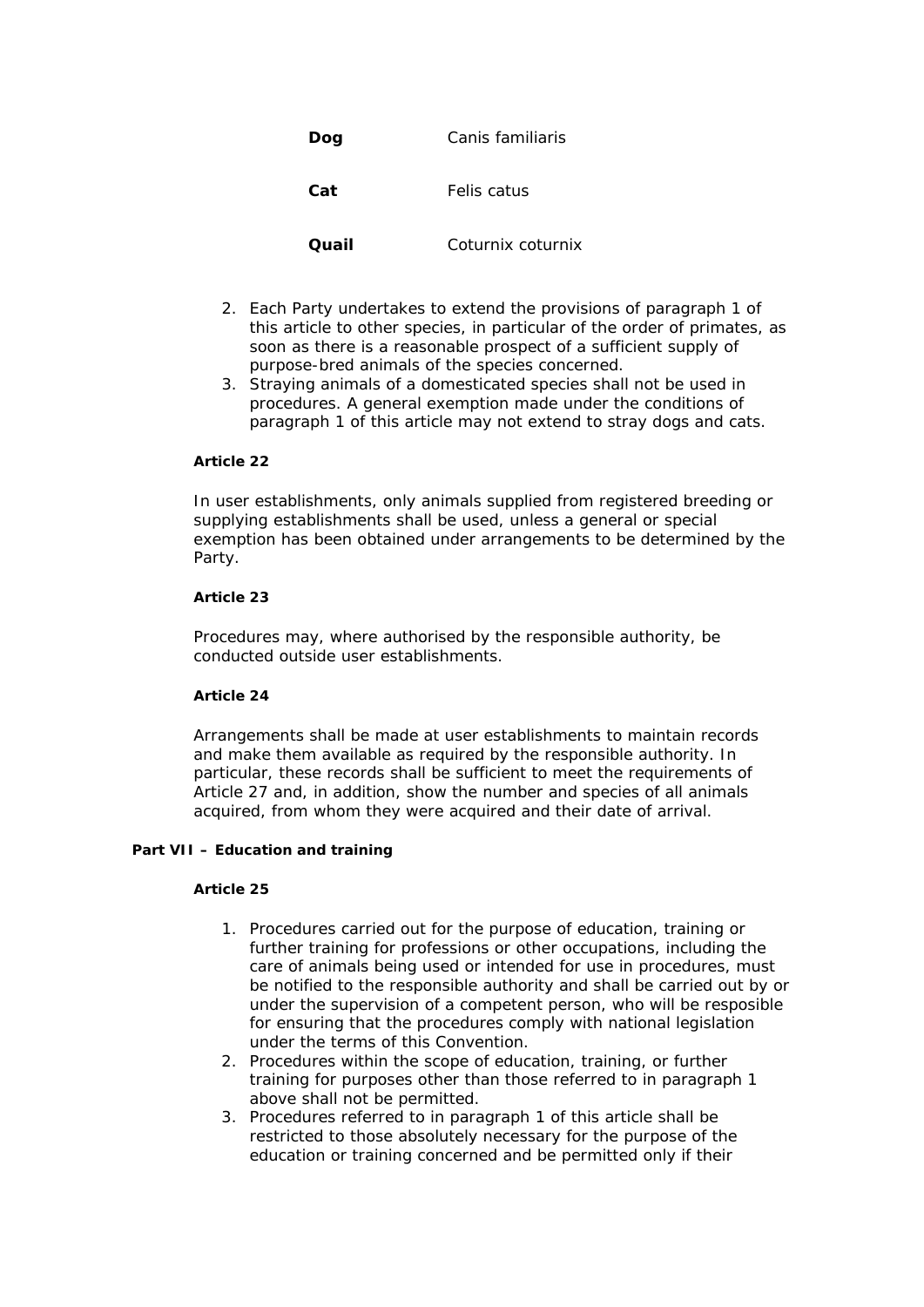| | |
|---|---|
| **Dog** | Canis familiaris |
| **Cat** | Felis catus |
| **Quail** | Coturnix coturnix |

2. Each Party undertakes to extend the provisions of paragraph 1 of this article to other species, in particular of the order of primates, as soon as there is a reasonable prospect of a sufficient supply of purpose-bred animals of the species concerned.
3. Straying animals of a domesticated species shall not be used in procedures. A general exemption made under the conditions of paragraph 1 of this article may not extend to stray dogs and cats.

#### Article 22

In user establishments, only animals supplied from registered breeding or supplying establishments shall be used, unless a general or special exemption has been obtained under arrangements to be determined by the Party.

#### Article 23

Procedures may, where authorised by the responsible authority, be conducted outside user establishments.

#### Article 24

Arrangements shall be made at user establishments to maintain records and make them available as required by the responsible authority. In particular, these records shall be sufficient to meet the requirements of Article 27 and, in addition, show the number and species of all animals acquired, from whom they were acquired and their date of arrival.

### Part VII – Education and training

#### Article 25

1. Procedures carried out for the purpose of education, training or further training for professions or other occupations, including the care of animals being used or intended for use in procedures, must be notified to the responsible authority and shall be carried out by or under the supervision of a competent person, who will be resposible for ensuring that the procedures comply with national legislation under the terms of this Convention.
2. Procedures within the scope of education, training, or further training for purposes other than those referred to in paragraph 1 above shall not be permitted.
3. Procedures referred to in paragraph 1 of this article shall be restricted to those absolutely necessary for the purpose of the education or training concerned and be permitted only if their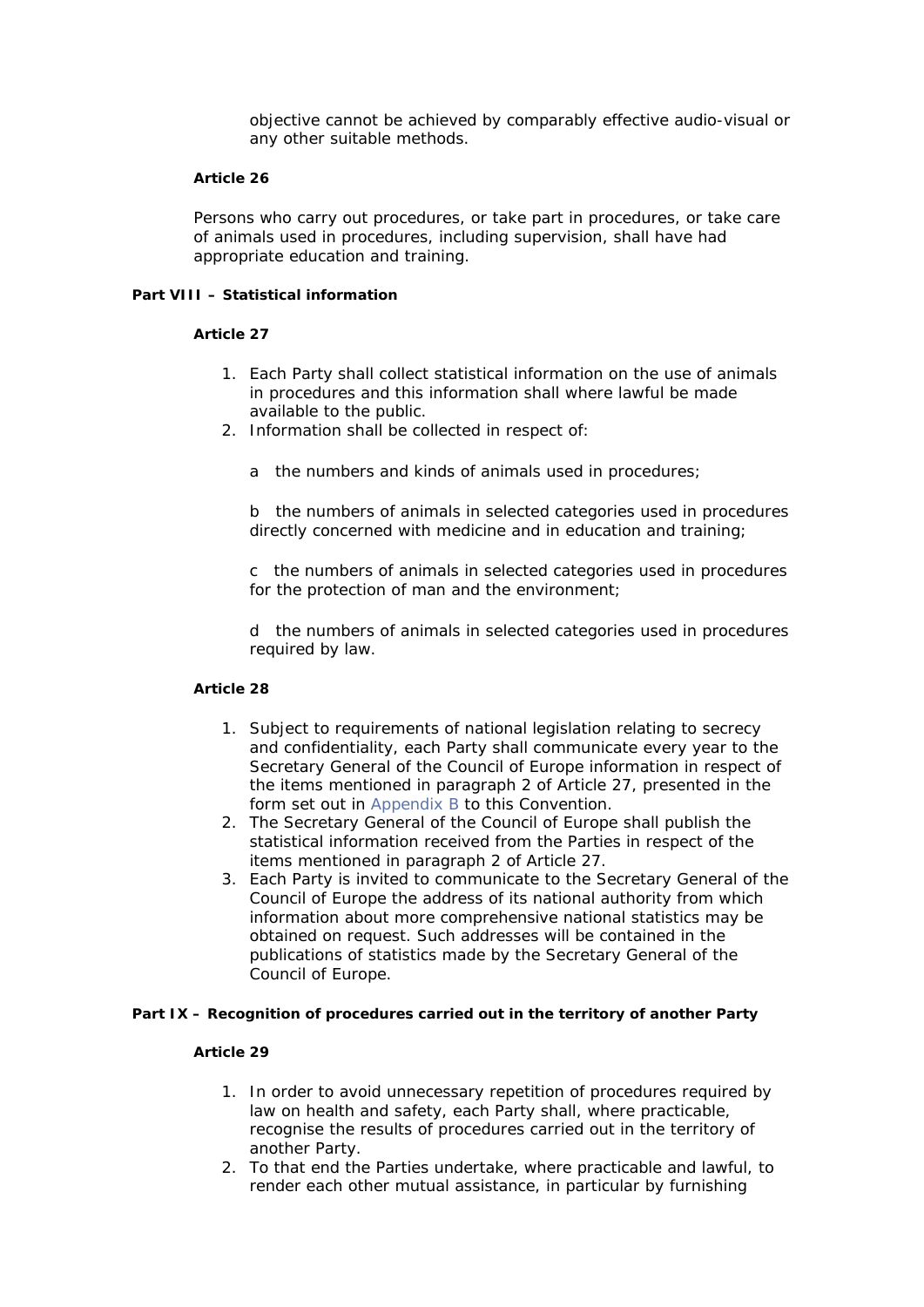objective cannot be achieved by comparably effective audio-visual or any other suitable methods.

**Article 26**

Persons who carry out procedures, or take part in procedures, or take care of animals used in procedures, including supervision, shall have had appropriate education and training.

## Part VIII – Statistical information

**Article 27**

1. Each Party shall collect statistical information on the use of animals in procedures and this information shall where lawful be made available to the public.
2. Information shall be collected in respect of:

   a the numbers and kinds of animals used in procedures;

   b the numbers of animals in selected categories used in procedures directly concerned with medicine and in education and training;

   c the numbers of animals in selected categories used in procedures for the protection of man and the environment;

   d the numbers of animals in selected categories used in procedures required by law.

**Article 28**

1. Subject to requirements of national legislation relating to secrecy and confidentiality, each Party shall communicate every year to the Secretary General of the Council of Europe information in respect of the items mentioned in paragraph 2 of Article 27, presented in the form set out in Appendix B to this Convention.
2. The Secretary General of the Council of Europe shall publish the statistical information received from the Parties in respect of the items mentioned in paragraph 2 of Article 27.
3. Each Party is invited to communicate to the Secretary General of the Council of Europe the address of its national authority from which information about more comprehensive national statistics may be obtained on request. Such addresses will be contained in the publications of statistics made by the Secretary General of the Council of Europe.

## Part IX – Recognition of procedures carried out in the territory of another Party

**Article 29**

1. In order to avoid unnecessary repetition of procedures required by law on health and safety, each Party shall, where practicable, recognise the results of procedures carried out in the territory of another Party.
2. To that end the Parties undertake, where practicable and lawful, to render each other mutual assistance, in particular by furnishing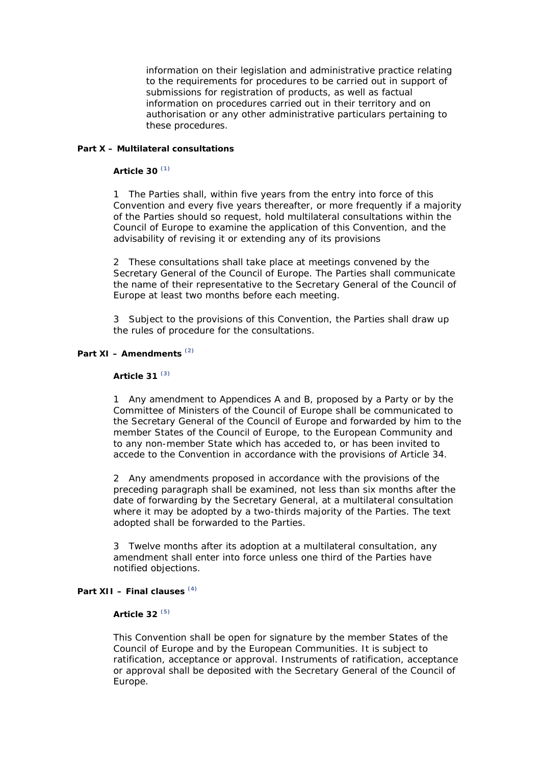information on their legislation and administrative practice relating to the requirements for procedures to be carried out in support of submissions for registration of products, as well as factual information on procedures carried out in their territory and on authorisation or any other administrative particulars pertaining to these procedures.

### Part X – Multilateral consultations

#### Article 30 [1]

1 The Parties shall, within five years from the entry into force of this Convention and every five years thereafter, or more frequently if a majority of the Parties should so request, hold multilateral consultations within the Council of Europe to examine the application of this Convention, and the advisability of revising it or extending any of its provisions

2 These consultations shall take place at meetings convened by the Secretary General of the Council of Europe. The Parties shall communicate the name of their representative to the Secretary General of the Council of Europe at least two months before each meeting.

3 Subject to the provisions of this Convention, the Parties shall draw up the rules of procedure for the consultations.

### Part XI – Amendments [2]

#### Article 31 [3]

1 Any amendment to Appendices A and B, proposed by a Party or by the Committee of Ministers of the Council of Europe shall be communicated to the Secretary General of the Council of Europe and forwarded by him to the member States of the Council of Europe, to the European Community and to any non-member State which has acceded to, or has been invited to accede to the Convention in accordance with the provisions of Article 34.

2 Any amendments proposed in accordance with the provisions of the preceding paragraph shall be examined, not less than six months after the date of forwarding by the Secretary General, at a multilateral consultation where it may be adopted by a two-thirds majority of the Parties. The text adopted shall be forwarded to the Parties.

3 Twelve months after its adoption at a multilateral consultation, any amendment shall enter into force unless one third of the Parties have notified objections.

### Part XII – Final clauses [4]

#### Article 32 [5]

This Convention shall be open for signature by the member States of the Council of Europe and by the European Communities. It is subject to ratification, acceptance or approval. Instruments of ratification, acceptance or approval shall be deposited with the Secretary General of the Council of Europe.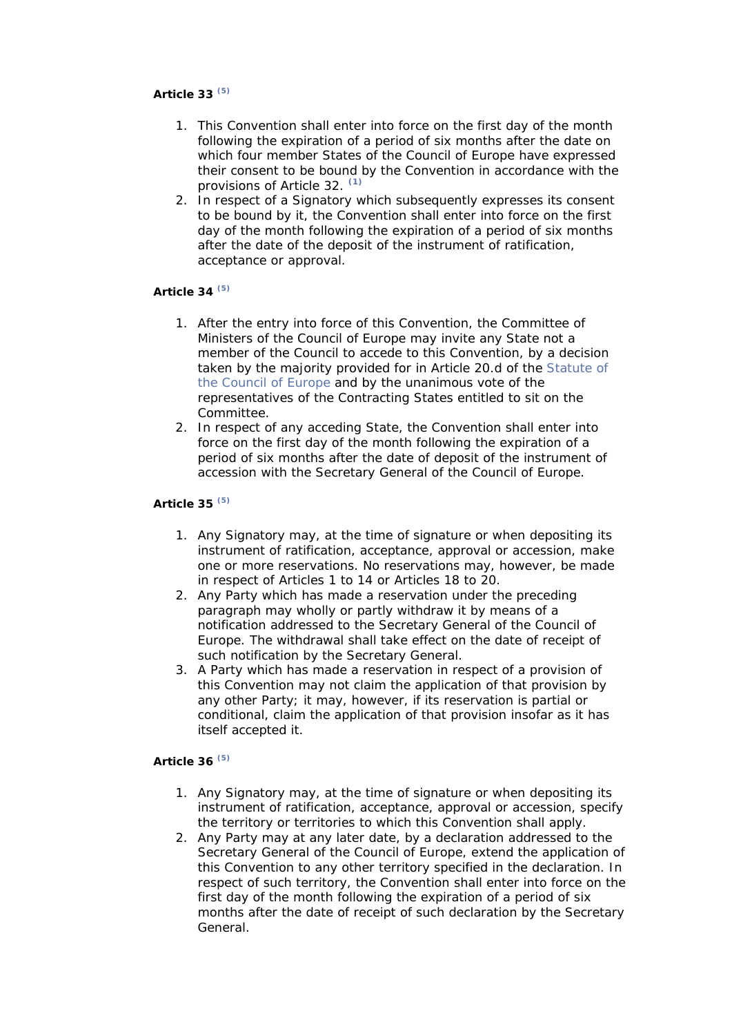**Article 33** [5]

1. This Convention shall enter into force on the first day of the month following the expiration of a period of six months after the date on which four member States of the Council of Europe have expressed their consent to be bound by the Convention in accordance with the provisions of Article 32. [1]
2. In respect of a Signatory which subsequently expresses its consent to be bound by it, the Convention shall enter into force on the first day of the month following the expiration of a period of six months after the date of the deposit of the instrument of ratification, acceptance or approval.

**Article 34** [5]

1. After the entry into force of this Convention, the Committee of Ministers of the Council of Europe may invite any State not a member of the Council to accede to this Convention, by a decision taken by the majority provided for in Article 20.d of the Statute of the Council of Europe and by the unanimous vote of the representatives of the Contracting States entitled to sit on the Committee.
2. In respect of any acceding State, the Convention shall enter into force on the first day of the month following the expiration of a period of six months after the date of deposit of the instrument of accession with the Secretary General of the Council of Europe.

**Article 35** [5]

1. Any Signatory may, at the time of signature or when depositing its instrument of ratification, acceptance, approval or accession, make one or more reservations. No reservations may, however, be made in respect of Articles 1 to 14 or Articles 18 to 20.
2. Any Party which has made a reservation under the preceding paragraph may wholly or partly withdraw it by means of a notification addressed to the Secretary General of the Council of Europe. The withdrawal shall take effect on the date of receipt of such notification by the Secretary General.
3. A Party which has made a reservation in respect of a provision of this Convention may not claim the application of that provision by any other Party; it may, however, if its reservation is partial or conditional, claim the application of that provision insofar as it has itself accepted it.

**Article 36** [5]

1. Any Signatory may, at the time of signature or when depositing its instrument of ratification, acceptance, approval or accession, specify the territory or territories to which this Convention shall apply.
2. Any Party may at any later date, by a declaration addressed to the Secretary General of the Council of Europe, extend the application of this Convention to any other territory specified in the declaration. In respect of such territory, the Convention shall enter into force on the first day of the month following the expiration of a period of six months after the date of receipt of such declaration by the Secretary General.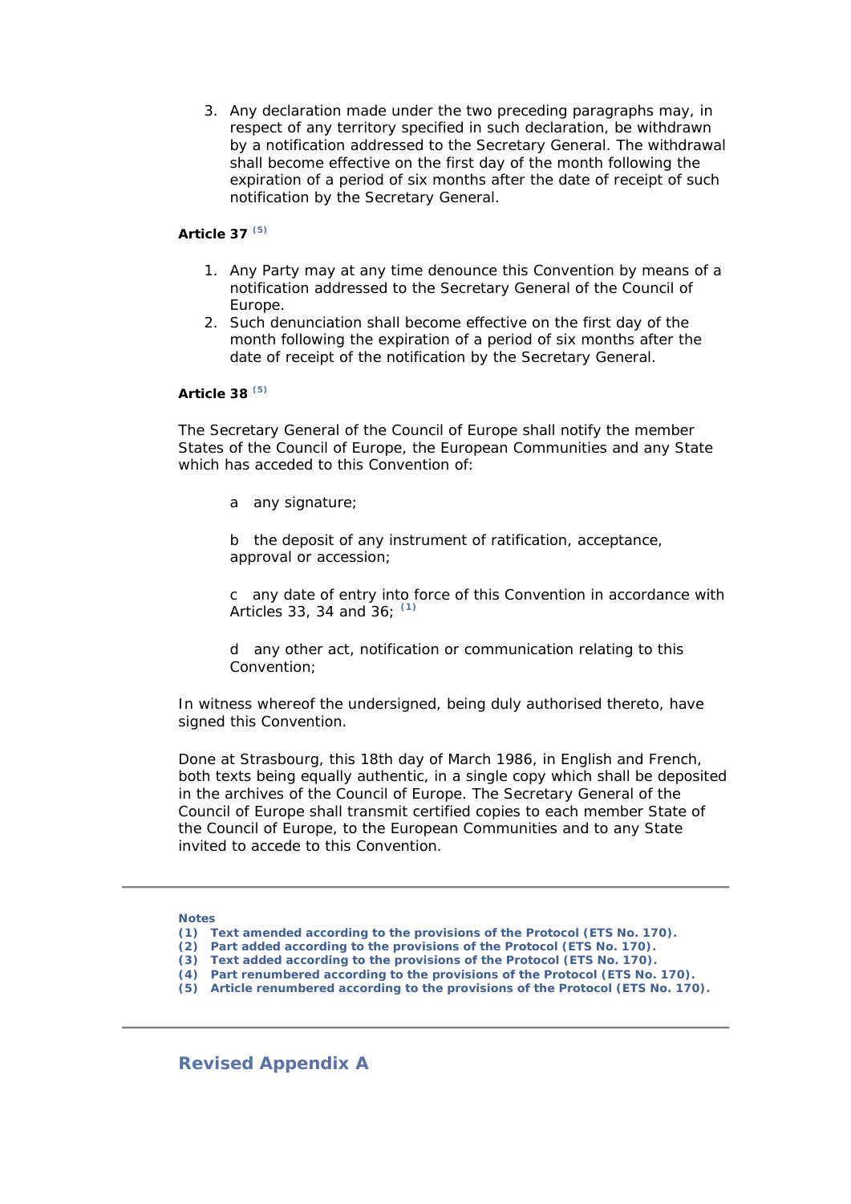3. Any declaration made under the two preceding paragraphs may, in respect of any territory specified in such declaration, be withdrawn by a notification addressed to the Secretary General. The withdrawal shall become effective on the first day of the month following the expiration of a period of six months after the date of receipt of such notification by the Secretary General.

**Article 37** [(5)]

1. Any Party may at any time denounce this Convention by means of a notification addressed to the Secretary General of the Council of Europe.
2. Such denunciation shall become effective on the first day of the month following the expiration of a period of six months after the date of receipt of the notification by the Secretary General.

**Article 38** [(5)]

The Secretary General of the Council of Europe shall notify the member States of the Council of Europe, the European Communities and any State which has acceded to this Convention of:

a any signature;

b the deposit of any instrument of ratification, acceptance, approval or accession;

c any date of entry into force of this Convention in accordance with Articles 33, 34 and 36; [(1)]

d any other act, notification or communication relating to this Convention;

In witness whereof the undersigned, being duly authorised thereto, have signed this Convention.

Done at Strasbourg, this 18th day of March 1986, in English and French, both texts being equally authentic, in a single copy which shall be deposited in the archives of the Council of Europe. The Secretary General of the Council of Europe shall transmit certified copies to each member State of the Council of Europe, to the European Communities and to any State invited to accede to this Convention.

---

**Notes**
**(1) Text amended according to the provisions of the Protocol (ETS No. 170).**
**(2) Part added according to the provisions of the Protocol (ETS No. 170).**
**(3) Text added according to the provisions of the Protocol (ETS No. 170).**
**(4) Part renumbered according to the provisions of the Protocol (ETS No. 170).**
**(5) Article renumbered according to the provisions of the Protocol (ETS No. 170).**

---

## Revised Appendix A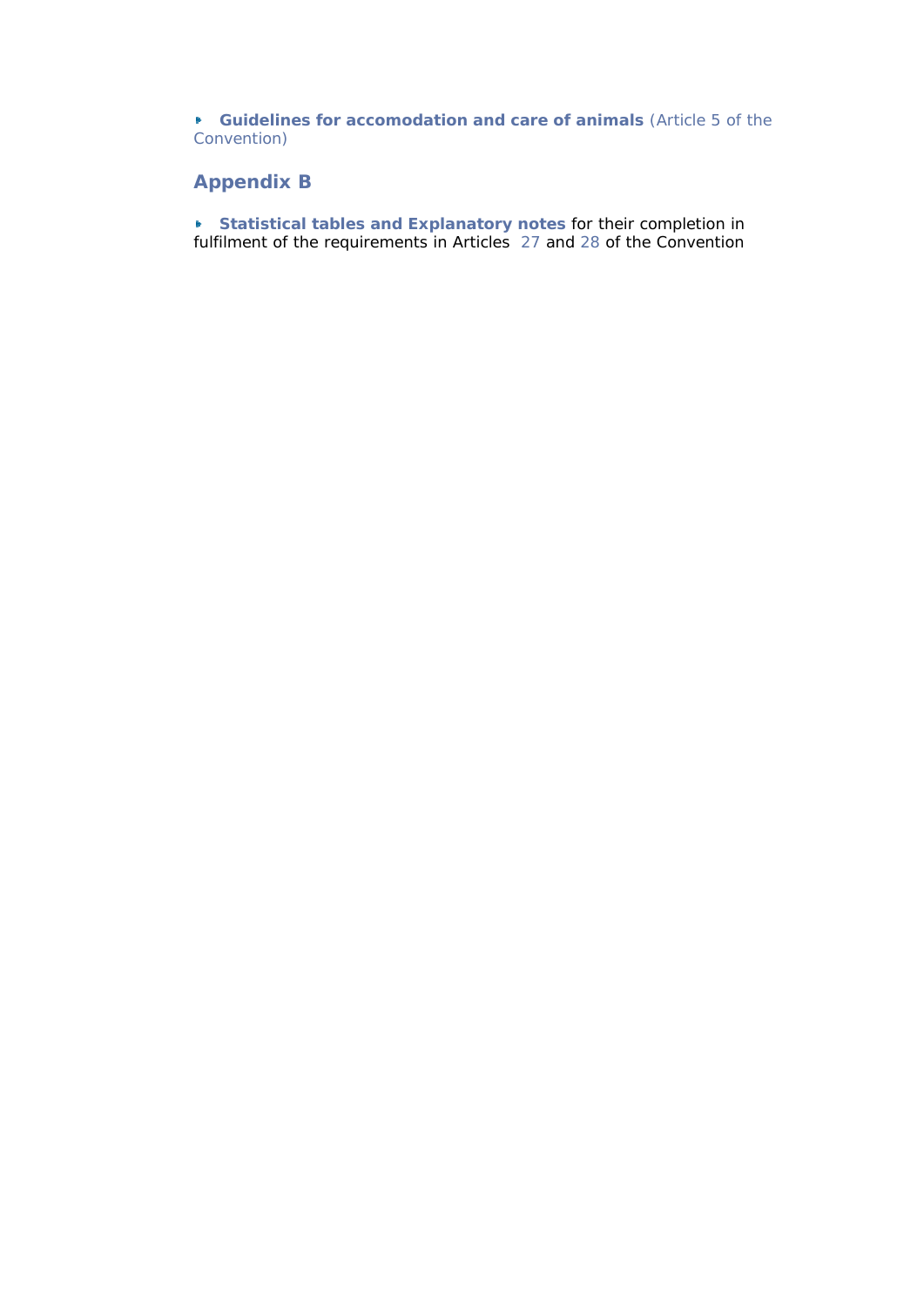- **Guidelines for accomodation and care of animals** (Article 5 of the Convention)

## Appendix B

- **Statistical tables and Explanatory notes** for their completion in fulfilment of the requirements in Articles 27 and 28 of the Convention